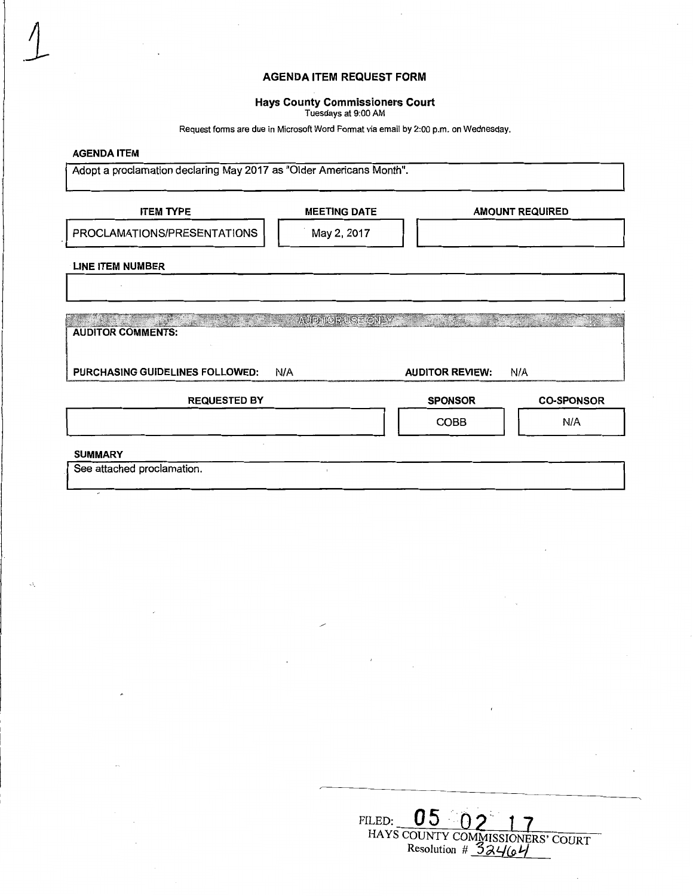1

# AGENDA ITEM REQUEST FORM

## Hays County Commissioners Court

Tuesdays at 9:00 AM

Request forms are due in Microsoft Word Format via email by 2:00 p.m. on Wednesday.

**AGENDA ITEM**

Adopt a proclamation declaring May 2017 as "Older Americans Month".

| ITEM TYPE | MEETING DATE | AMOUNT REQUIRED |
|---|---|---|
| PROCLAMATIONS/PRESENTATIONS | May 2, 2017 | |

**LINE ITEM NUMBER**

AUDITOR USE ONLY

**AUDITOR COMMENTS:**

**PURCHASING GUIDELINES FOLLOWED:** N/A **AUDITOR REVIEW:** N/A

| REQUESTED BY | SPONSOR | CO-SPONSOR |
|---|---|---|
| | COBB | N/A |

**SUMMARY**

See attached proclamation.

FILED: 05 02 17
HAYS COUNTY COMMISSIONERS' COURT
Resolution # 32464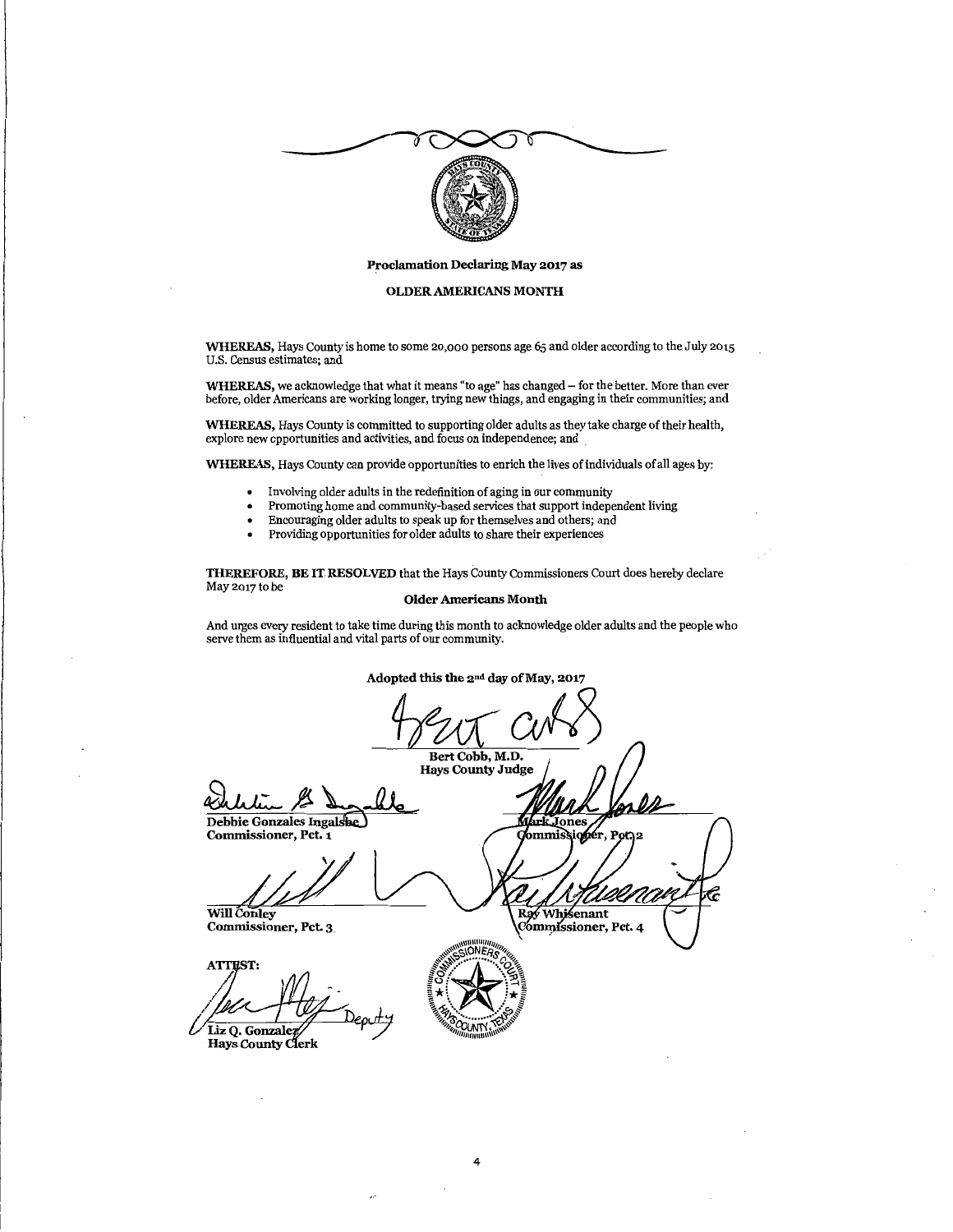**Proclamation Declaring May 2017 as**

**OLDER AMERICANS MONTH**

**WHEREAS,** Hays County is home to some 20,000 persons age 65 and older according to the July 2015 U.S. Census estimates; and

**WHEREAS,** we acknowledge that what it means "to age" has changed – for the better. More than ever before, older Americans are working longer, trying new things, and engaging in their communities; and

**WHEREAS,** Hays County is committed to supporting older adults as they take charge of their health, explore new cpportunities and activities, and focus on independence; and

**WHEREAS,** Hays County can provide opportunities to enrich the lives of individuals of all ages by:

- Involving older adults in the redefinition of aging in our community
- Promoting home and community-based services that support independent living
- Encouraging older adults to speak up for themselves and others; and
- Providing opportunities for older adults to share their experiences

**THEREFORE, BE IT RESOLVED** that the Hays County Commissioners Court does hereby declare May 2017 to be

**Older Americans Month**

And urges every resident to take time during this month to acknowledge older adults and the people who serve them as influential and vital parts of our community.

**Adopted this the 2nd day of May, 2017**

**Bert Cobb, M.D.**
**Hays County Judge**

**Debbie Gonzales Ingalsbe**
**Commissioner, Pct. 1**

**Mark Jones**
**Commissioner, Pct. 2**

**Will Conley**
**Commissioner, Pct. 3**

**Ray Whisenant**
**Commissioner, Pct. 4**

**ATTEST:**

Deputy

**Liz Q. Gonzalez**
**Hays County Clerk**